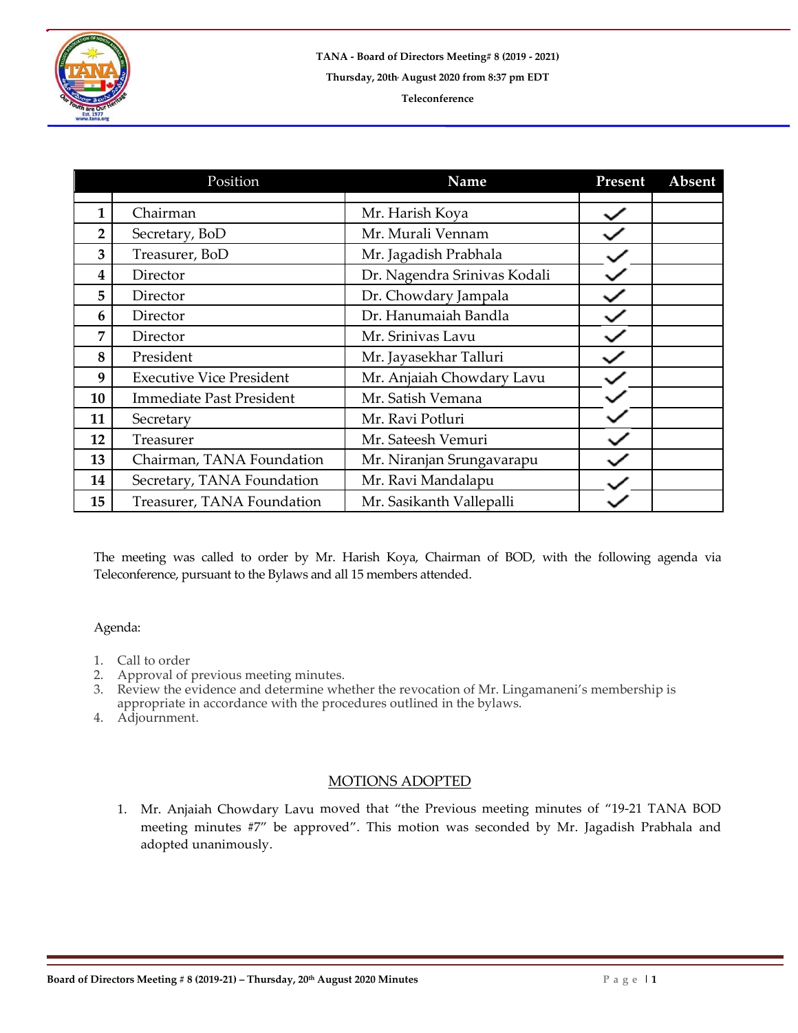**TANA - Board of Directors Meeting# 8 (2019 - 2021)**

**Thursday, 20th August 2020 from 8:37 pm EDT**

**Teleconference**

| | Position | Name | Present | Absent |
|---|---|---|---|---|
| | | | | |
| **1** | Chairman | Mr. Harish Koya | ✓ | |
| **2** | Secretary, BoD | Mr. Murali Vennam | ✓ | |
| **3** | Treasurer, BoD | Mr. Jagadish Prabhala | ✓ | |
| **4** | Director | Dr. Nagendra Srinivas Kodali | ✓ | |
| **5** | Director | Dr. Chowdary Jampala | ✓ | |
| **6** | Director | Dr. Hanumaiah Bandla | ✓ | |
| **7** | Director | Mr. Srinivas Lavu | ✓ | |
| **8** | President | Mr. Jayasekhar Talluri | ✓ | |
| **9** | Executive Vice President | Mr. Anjaiah Chowdary Lavu | ✓ | |
| **10** | Immediate Past President | Mr. Satish Vemana | ✓ | |
| **11** | Secretary | Mr. Ravi Potluri | ✓ | |
| **12** | Treasurer | Mr. Sateesh Vemuri | ✓ | |
| **13** | Chairman, TANA Foundation | Mr. Niranjan Srungavarapu | ✓ | |
| **14** | Secretary, TANA Foundation | Mr. Ravi Mandalapu | ✓ | |
| **15** | Treasurer, TANA Foundation | Mr. Sasikanth Vallepalli | ✓ | |

The meeting was called to order by Mr. Harish Koya, Chairman of BOD, with the following agenda via Teleconference, pursuant to the Bylaws and all 15 members attended.

Agenda:

1. Call to order
2. Approval of previous meeting minutes.
3. Review the evidence and determine whether the revocation of Mr. Lingamaneni's membership is appropriate in accordance with the procedures outlined in the bylaws.
4. Adjournment.

## MOTIONS ADOPTED

1. Mr. Anjaiah Chowdary Lavu moved that "the Previous meeting minutes of "19-21 TANA BOD meeting minutes #7" be approved". This motion was seconded by Mr. Jagadish Prabhala and adopted unanimously.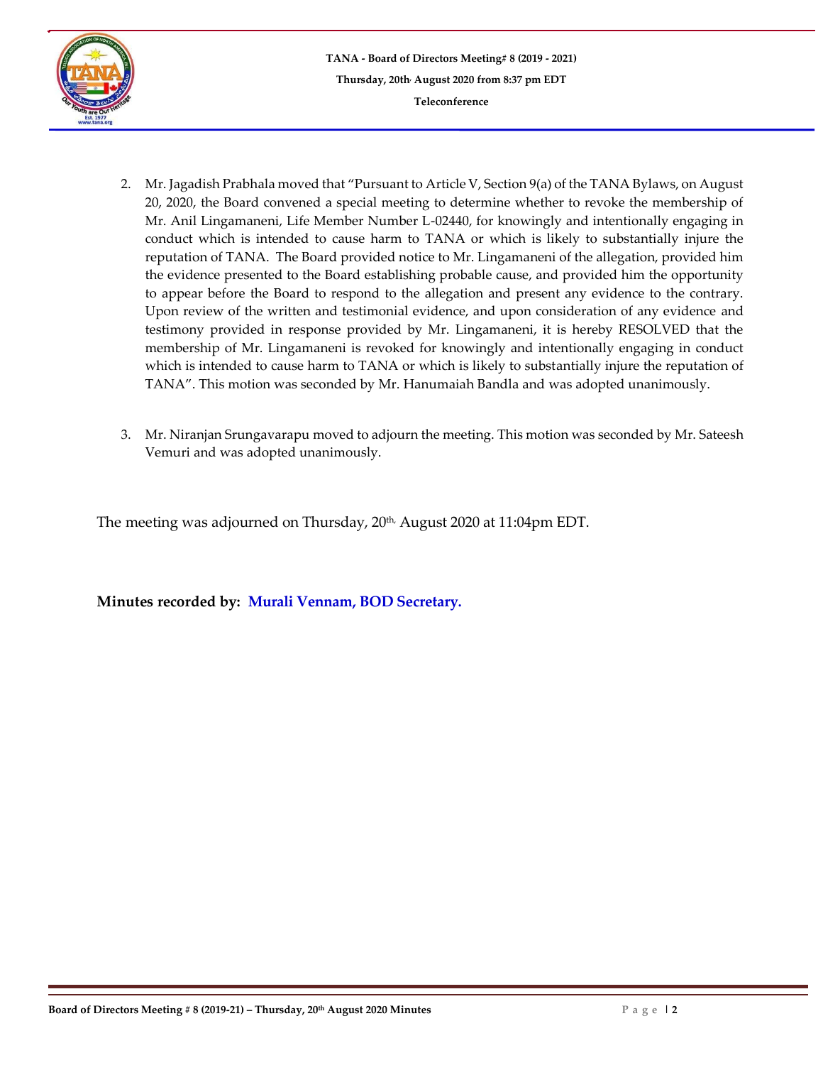2. Mr. Jagadish Prabhala moved that "Pursuant to Article V, Section 9(a) of the TANA Bylaws, on August 20, 2020, the Board convened a special meeting to determine whether to revoke the membership of Mr. Anil Lingamaneni, Life Member Number L-02440, for knowingly and intentionally engaging in conduct which is intended to cause harm to TANA or which is likely to substantially injure the reputation of TANA. The Board provided notice to Mr. Lingamaneni of the allegation, provided him the evidence presented to the Board establishing probable cause, and provided him the opportunity to appear before the Board to respond to the allegation and present any evidence to the contrary. Upon review of the written and testimonial evidence, and upon consideration of any evidence and testimony provided in response provided by Mr. Lingamaneni, it is hereby RESOLVED that the membership of Mr. Lingamaneni is revoked for knowingly and intentionally engaging in conduct which is intended to cause harm to TANA or which is likely to substantially injure the reputation of TANA". This motion was seconded by Mr. Hanumaiah Bandla and was adopted unanimously.

3. Mr. Niranjan Srungavarapu moved to adjourn the meeting. This motion was seconded by Mr. Sateesh Vemuri and was adopted unanimously.

The meeting was adjourned on Thursday, 20th, August 2020 at 11:04pm EDT.

**Minutes recorded by: Murali Vennam, BOD Secretary.**